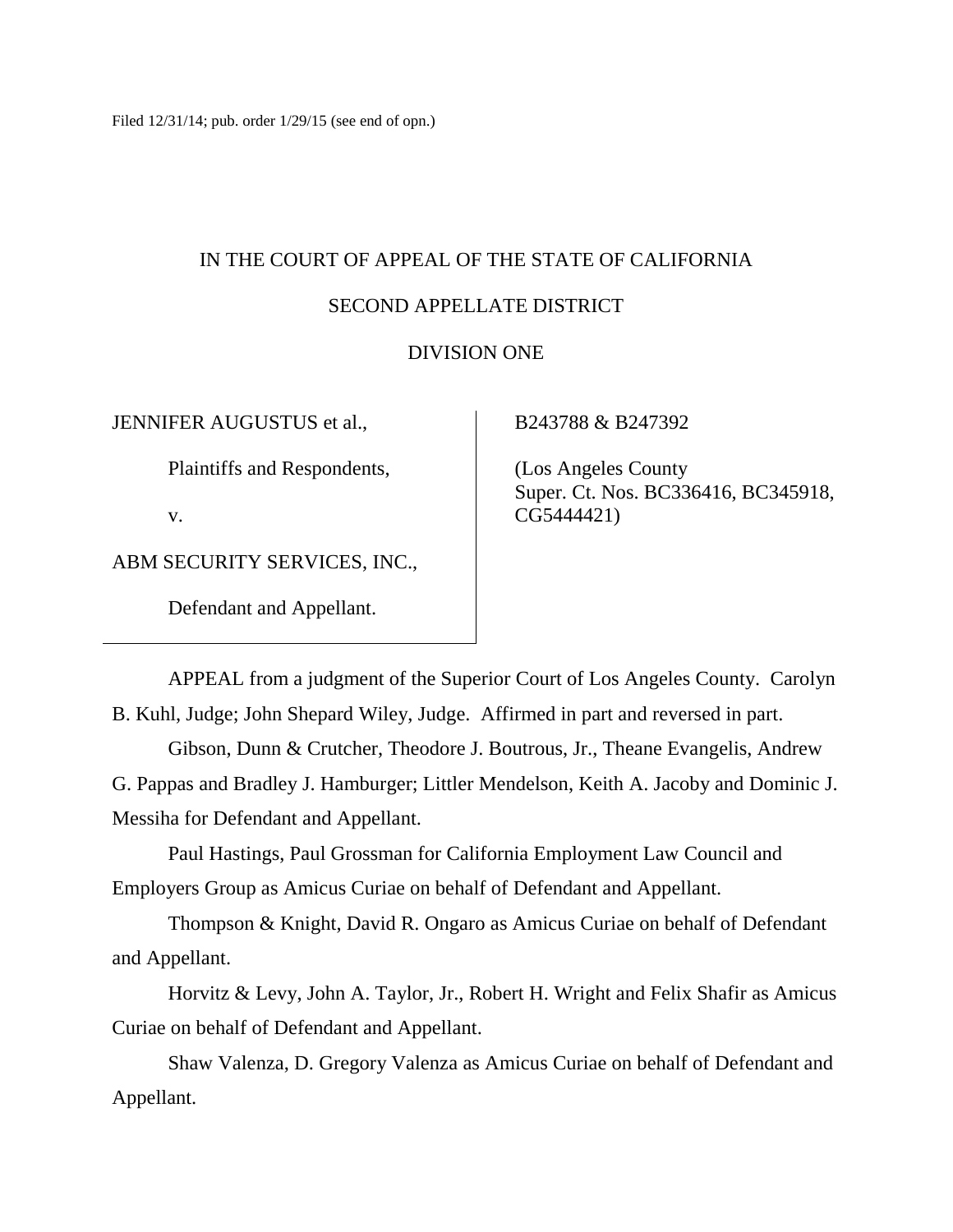Filed 12/31/14; pub. order 1/29/15 (see end of opn.)

IN THE COURT OF APPEAL OF THE STATE OF CALIFORNIA

SECOND APPELLATE DISTRICT

DIVISION ONE

| | |
|---|---|
| JENNIFER AUGUSTUS et al.,<br><br>Plaintiffs and Respondents,<br><br>v.<br><br>ABM SECURITY SERVICES, INC.,<br><br>Defendant and Appellant. | B243788 & B247392<br><br>(Los Angeles County Super. Ct. Nos. BC336416, BC345918, CG5444421) |

APPEAL from a judgment of the Superior Court of Los Angeles County. Carolyn B. Kuhl, Judge; John Shepard Wiley, Judge. Affirmed in part and reversed in part.

Gibson, Dunn & Crutcher, Theodore J. Boutrous, Jr., Theane Evangelis, Andrew G. Pappas and Bradley J. Hamburger; Littler Mendelson, Keith A. Jacoby and Dominic J. Messiha for Defendant and Appellant.

Paul Hastings, Paul Grossman for California Employment Law Council and Employers Group as Amicus Curiae on behalf of Defendant and Appellant.

Thompson & Knight, David R. Ongaro as Amicus Curiae on behalf of Defendant and Appellant.

Horvitz & Levy, John A. Taylor, Jr., Robert H. Wright and Felix Shafir as Amicus Curiae on behalf of Defendant and Appellant.

Shaw Valenza, D. Gregory Valenza as Amicus Curiae on behalf of Defendant and Appellant.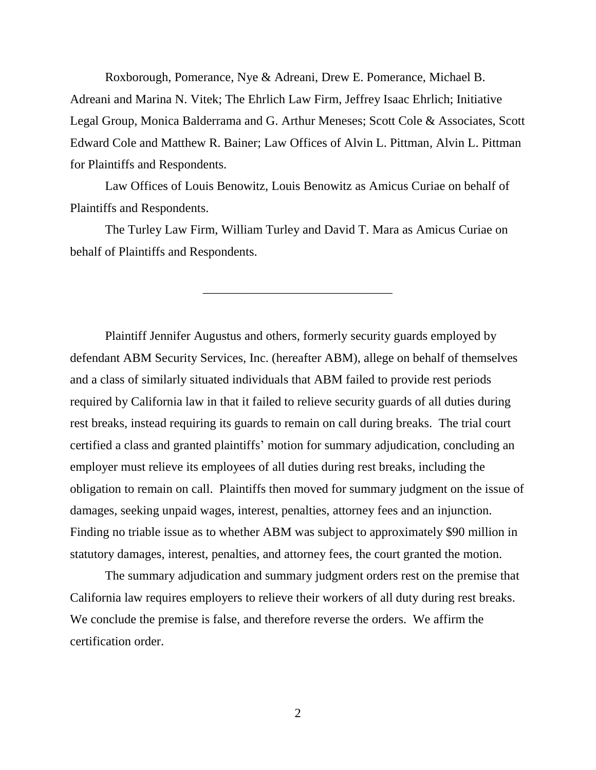Roxborough, Pomerance, Nye & Adreani, Drew E. Pomerance, Michael B. Adreani and Marina N. Vitek; The Ehrlich Law Firm, Jeffrey Isaac Ehrlich; Initiative Legal Group, Monica Balderrama and G. Arthur Meneses; Scott Cole & Associates, Scott Edward Cole and Matthew R. Bainer; Law Offices of Alvin L. Pittman, Alvin L. Pittman for Plaintiffs and Respondents.

Law Offices of Louis Benowitz, Louis Benowitz as Amicus Curiae on behalf of Plaintiffs and Respondents.

The Turley Law Firm, William Turley and David T. Mara as Amicus Curiae on behalf of Plaintiffs and Respondents.

---

Plaintiff Jennifer Augustus and others, formerly security guards employed by defendant ABM Security Services, Inc. (hereafter ABM), allege on behalf of themselves and a class of similarly situated individuals that ABM failed to provide rest periods required by California law in that it failed to relieve security guards of all duties during rest breaks, instead requiring its guards to remain on call during breaks. The trial court certified a class and granted plaintiffs' motion for summary adjudication, concluding an employer must relieve its employees of all duties during rest breaks, including the obligation to remain on call. Plaintiffs then moved for summary judgment on the issue of damages, seeking unpaid wages, interest, penalties, attorney fees and an injunction. Finding no triable issue as to whether ABM was subject to approximately $90 million in statutory damages, interest, penalties, and attorney fees, the court granted the motion.

The summary adjudication and summary judgment orders rest on the premise that California law requires employers to relieve their workers of all duty during rest breaks. We conclude the premise is false, and therefore reverse the orders. We affirm the certification order.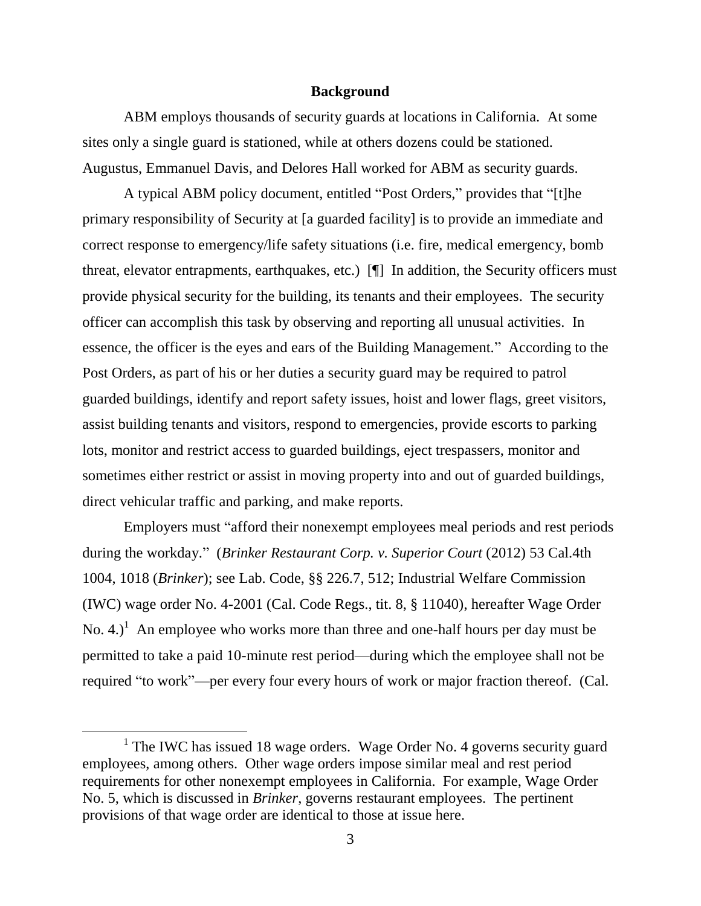## Background

ABM employs thousands of security guards at locations in California. At some sites only a single guard is stationed, while at others dozens could be stationed. Augustus, Emmanuel Davis, and Delores Hall worked for ABM as security guards.

A typical ABM policy document, entitled "Post Orders," provides that "[t]he primary responsibility of Security at [a guarded facility] is to provide an immediate and correct response to emergency/life safety situations (i.e. fire, medical emergency, bomb threat, elevator entrapments, earthquakes, etc.) [¶] In addition, the Security officers must provide physical security for the building, its tenants and their employees. The security officer can accomplish this task by observing and reporting all unusual activities. In essence, the officer is the eyes and ears of the Building Management." According to the Post Orders, as part of his or her duties a security guard may be required to patrol guarded buildings, identify and report safety issues, hoist and lower flags, greet visitors, assist building tenants and visitors, respond to emergencies, provide escorts to parking lots, monitor and restrict access to guarded buildings, eject trespassers, monitor and sometimes either restrict or assist in moving property into and out of guarded buildings, direct vehicular traffic and parking, and make reports.

Employers must "afford their nonexempt employees meal periods and rest periods during the workday." (*Brinker Restaurant Corp. v. Superior Court* (2012) 53 Cal.4th 1004, 1018 (*Brinker*); see Lab. Code, §§ 226.7, 512; Industrial Welfare Commission (IWC) wage order No. 4-2001 (Cal. Code Regs., tit. 8, § 11040), hereafter Wage Order No. 4.)[1] An employee who works more than three and one-half hours per day must be permitted to take a paid 10-minute rest period—during which the employee shall not be required "to work"—per every four every hours of work or major fraction thereof. (Cal.

[1] The IWC has issued 18 wage orders. Wage Order No. 4 governs security guard employees, among others. Other wage orders impose similar meal and rest period requirements for other nonexempt employees in California. For example, Wage Order No. 5, which is discussed in *Brinker*, governs restaurant employees. The pertinent provisions of that wage order are identical to those at issue here.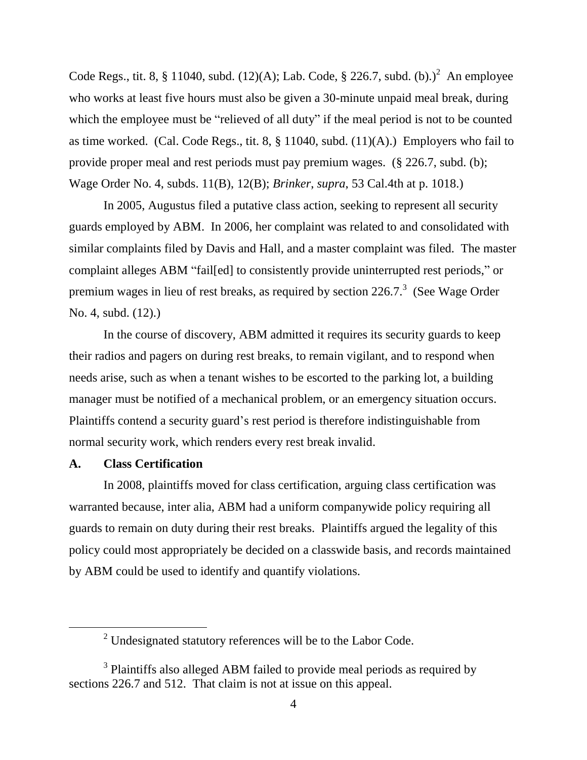Code Regs., tit. 8, § 11040, subd. (12)(A); Lab. Code, § 226.7, subd. (b).)[2] An employee who works at least five hours must also be given a 30-minute unpaid meal break, during which the employee must be "relieved of all duty" if the meal period is not to be counted as time worked. (Cal. Code Regs., tit. 8, § 11040, subd. (11)(A).) Employers who fail to provide proper meal and rest periods must pay premium wages. (§ 226.7, subd. (b); Wage Order No. 4, subds. 11(B), 12(B); *Brinker*, *supra*, 53 Cal.4th at p. 1018.)

In 2005, Augustus filed a putative class action, seeking to represent all security guards employed by ABM. In 2006, her complaint was related to and consolidated with similar complaints filed by Davis and Hall, and a master complaint was filed. The master complaint alleges ABM "fail[ed] to consistently provide uninterrupted rest periods," or premium wages in lieu of rest breaks, as required by section 226.7.[3] (See Wage Order No. 4, subd. (12).)

In the course of discovery, ABM admitted it requires its security guards to keep their radios and pagers on during rest breaks, to remain vigilant, and to respond when needs arise, such as when a tenant wishes to be escorted to the parking lot, a building manager must be notified of a mechanical problem, or an emergency situation occurs. Plaintiffs contend a security guard's rest period is therefore indistinguishable from normal security work, which renders every rest break invalid.

### A. Class Certification

In 2008, plaintiffs moved for class certification, arguing class certification was warranted because, inter alia, ABM had a uniform companywide policy requiring all guards to remain on duty during their rest breaks. Plaintiffs argued the legality of this policy could most appropriately be decided on a classwide basis, and records maintained by ABM could be used to identify and quantify violations.

---

[2] Undesignated statutory references will be to the Labor Code.

[3] Plaintiffs also alleged ABM failed to provide meal periods as required by sections 226.7 and 512. That claim is not at issue on this appeal.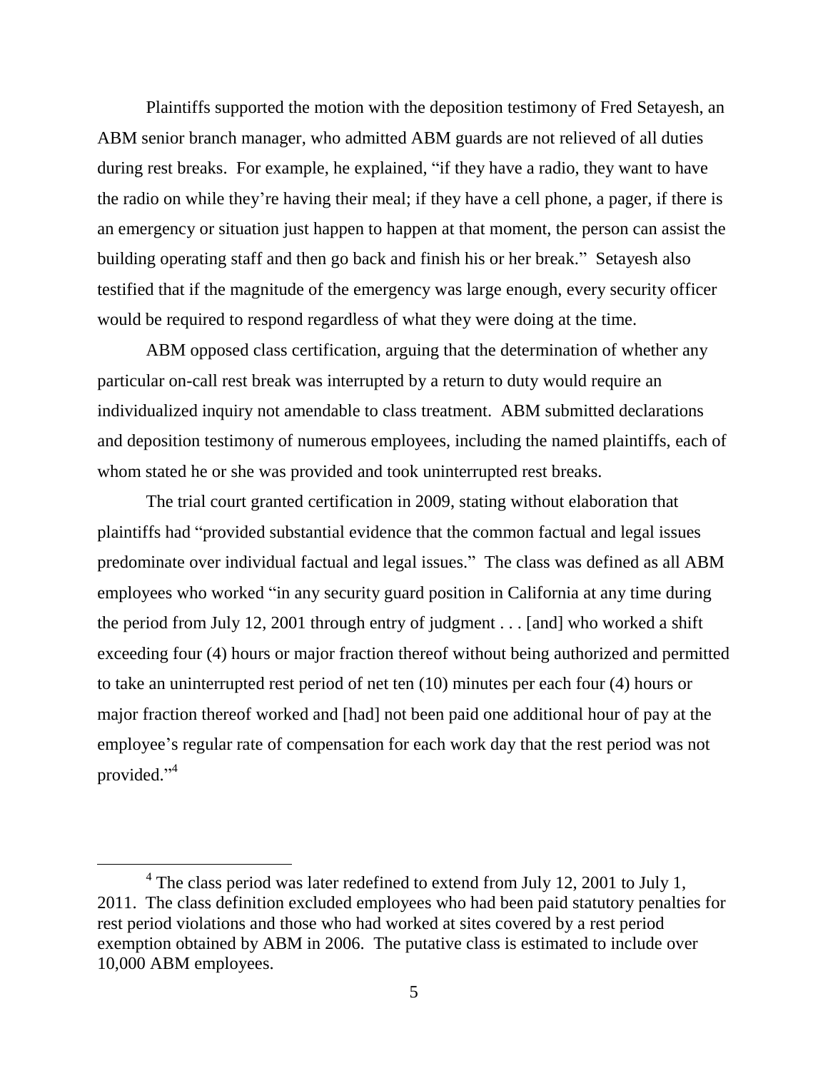Plaintiffs supported the motion with the deposition testimony of Fred Setayesh, an ABM senior branch manager, who admitted ABM guards are not relieved of all duties during rest breaks. For example, he explained, "if they have a radio, they want to have the radio on while they're having their meal; if they have a cell phone, a pager, if there is an emergency or situation just happen to happen at that moment, the person can assist the building operating staff and then go back and finish his or her break." Setayesh also testified that if the magnitude of the emergency was large enough, every security officer would be required to respond regardless of what they were doing at the time.

ABM opposed class certification, arguing that the determination of whether any particular on-call rest break was interrupted by a return to duty would require an individualized inquiry not amendable to class treatment. ABM submitted declarations and deposition testimony of numerous employees, including the named plaintiffs, each of whom stated he or she was provided and took uninterrupted rest breaks.

The trial court granted certification in 2009, stating without elaboration that plaintiffs had "provided substantial evidence that the common factual and legal issues predominate over individual factual and legal issues." The class was defined as all ABM employees who worked "in any security guard position in California at any time during the period from July 12, 2001 through entry of judgment . . . [and] who worked a shift exceeding four (4) hours or major fraction thereof without being authorized and permitted to take an uninterrupted rest period of net ten (10) minutes per each four (4) hours or major fraction thereof worked and [had] not been paid one additional hour of pay at the employee's regular rate of compensation for each work day that the rest period was not provided."[4]

---

[4] The class period was later redefined to extend from July 12, 2001 to July 1, 2011. The class definition excluded employees who had been paid statutory penalties for rest period violations and those who had worked at sites covered by a rest period exemption obtained by ABM in 2006. The putative class is estimated to include over 10,000 ABM employees.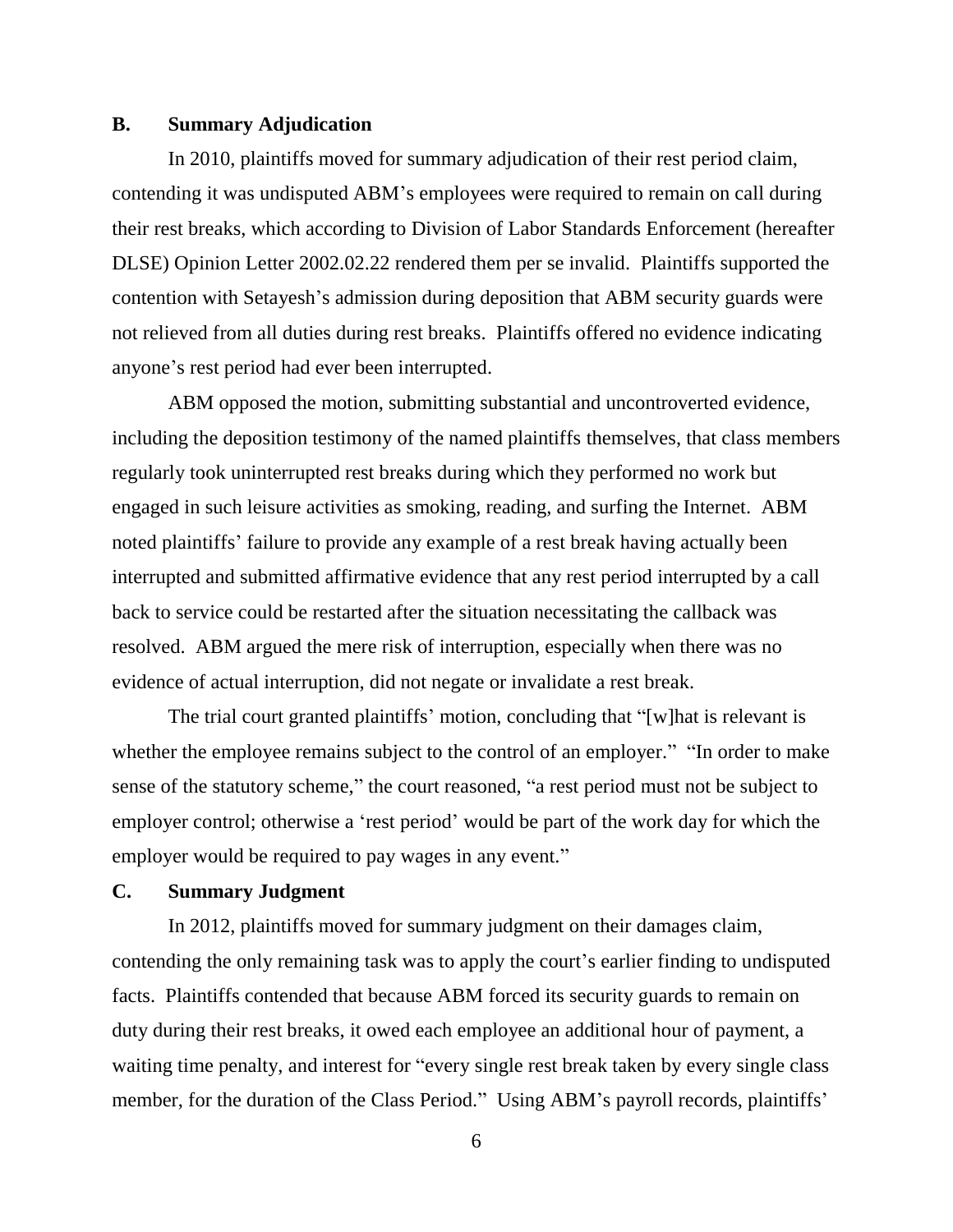### B. Summary Adjudication

In 2010, plaintiffs moved for summary adjudication of their rest period claim, contending it was undisputed ABM's employees were required to remain on call during their rest breaks, which according to Division of Labor Standards Enforcement (hereafter DLSE) Opinion Letter 2002.02.22 rendered them per se invalid. Plaintiffs supported the contention with Setayesh's admission during deposition that ABM security guards were not relieved from all duties during rest breaks. Plaintiffs offered no evidence indicating anyone's rest period had ever been interrupted.

ABM opposed the motion, submitting substantial and uncontroverted evidence, including the deposition testimony of the named plaintiffs themselves, that class members regularly took uninterrupted rest breaks during which they performed no work but engaged in such leisure activities as smoking, reading, and surfing the Internet. ABM noted plaintiffs' failure to provide any example of a rest break having actually been interrupted and submitted affirmative evidence that any rest period interrupted by a call back to service could be restarted after the situation necessitating the callback was resolved. ABM argued the mere risk of interruption, especially when there was no evidence of actual interruption, did not negate or invalidate a rest break.

The trial court granted plaintiffs' motion, concluding that "[w]hat is relevant is whether the employee remains subject to the control of an employer." "In order to make sense of the statutory scheme," the court reasoned, "a rest period must not be subject to employer control; otherwise a 'rest period' would be part of the work day for which the employer would be required to pay wages in any event."

### C. Summary Judgment

In 2012, plaintiffs moved for summary judgment on their damages claim, contending the only remaining task was to apply the court's earlier finding to undisputed facts. Plaintiffs contended that because ABM forced its security guards to remain on duty during their rest breaks, it owed each employee an additional hour of payment, a waiting time penalty, and interest for "every single rest break taken by every single class member, for the duration of the Class Period." Using ABM's payroll records, plaintiffs'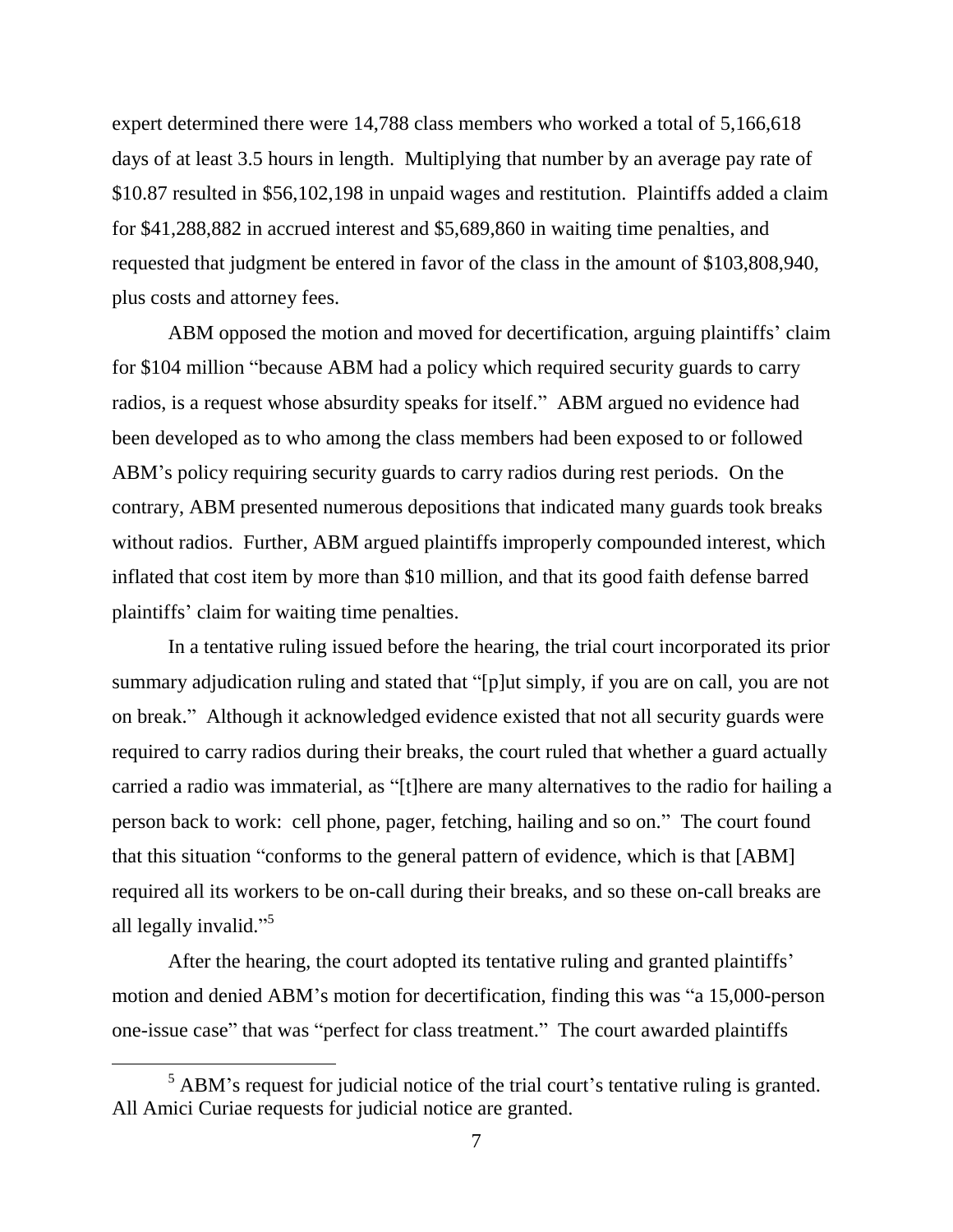expert determined there were 14,788 class members who worked a total of 5,166,618 days of at least 3.5 hours in length. Multiplying that number by an average pay rate of $10.87 resulted in $56,102,198 in unpaid wages and restitution. Plaintiffs added a claim for $41,288,882 in accrued interest and $5,689,860 in waiting time penalties, and requested that judgment be entered in favor of the class in the amount of $103,808,940, plus costs and attorney fees.

ABM opposed the motion and moved for decertification, arguing plaintiffs' claim for $104 million "because ABM had a policy which required security guards to carry radios, is a request whose absurdity speaks for itself." ABM argued no evidence had been developed as to who among the class members had been exposed to or followed ABM's policy requiring security guards to carry radios during rest periods. On the contrary, ABM presented numerous depositions that indicated many guards took breaks without radios. Further, ABM argued plaintiffs improperly compounded interest, which inflated that cost item by more than $10 million, and that its good faith defense barred plaintiffs' claim for waiting time penalties.

In a tentative ruling issued before the hearing, the trial court incorporated its prior summary adjudication ruling and stated that "[p]ut simply, if you are on call, you are not on break." Although it acknowledged evidence existed that not all security guards were required to carry radios during their breaks, the court ruled that whether a guard actually carried a radio was immaterial, as "[t]here are many alternatives to the radio for hailing a person back to work: cell phone, pager, fetching, hailing and so on." The court found that this situation "conforms to the general pattern of evidence, which is that [ABM] required all its workers to be on-call during their breaks, and so these on-call breaks are all legally invalid."[5]

After the hearing, the court adopted its tentative ruling and granted plaintiffs' motion and denied ABM's motion for decertification, finding this was "a 15,000-person one-issue case" that was "perfect for class treatment." The court awarded plaintiffs

---

[5] ABM's request for judicial notice of the trial court's tentative ruling is granted. All Amici Curiae requests for judicial notice are granted.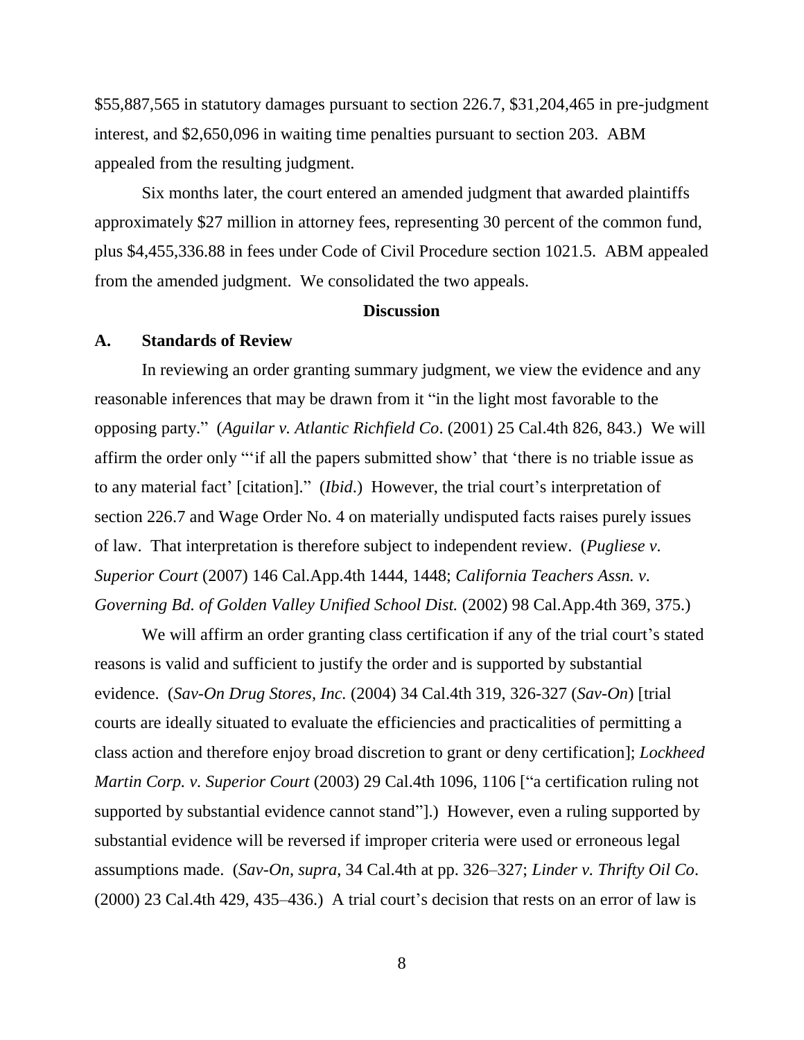$55,887,565 in statutory damages pursuant to section 226.7, $31,204,465 in pre-judgment interest, and $2,650,096 in waiting time penalties pursuant to section 203. ABM appealed from the resulting judgment.

Six months later, the court entered an amended judgment that awarded plaintiffs approximately $27 million in attorney fees, representing 30 percent of the common fund, plus $4,455,336.88 in fees under Code of Civil Procedure section 1021.5. ABM appealed from the amended judgment. We consolidated the two appeals.

**Discussion**

**A. Standards of Review**

In reviewing an order granting summary judgment, we view the evidence and any reasonable inferences that may be drawn from it "in the light most favorable to the opposing party." (*Aguilar v. Atlantic Richfield Co*. (2001) 25 Cal.4th 826, 843.) We will affirm the order only "'if all the papers submitted show' that 'there is no triable issue as to any material fact' [citation]." (*Ibid*.) However, the trial court's interpretation of section 226.7 and Wage Order No. 4 on materially undisputed facts raises purely issues of law. That interpretation is therefore subject to independent review. (*Pugliese v. Superior Court* (2007) 146 Cal.App.4th 1444, 1448; *California Teachers Assn. v. Governing Bd. of Golden Valley Unified School Dist.* (2002) 98 Cal.App.4th 369, 375.)

We will affirm an order granting class certification if any of the trial court's stated reasons is valid and sufficient to justify the order and is supported by substantial evidence. (*Sav-On Drug Stores, Inc.* (2004) 34 Cal.4th 319, 326-327 (*Sav-On*) [trial courts are ideally situated to evaluate the efficiencies and practicalities of permitting a class action and therefore enjoy broad discretion to grant or deny certification]; *Lockheed Martin Corp. v. Superior Court* (2003) 29 Cal.4th 1096, 1106 ["a certification ruling not supported by substantial evidence cannot stand"].) However, even a ruling supported by substantial evidence will be reversed if improper criteria were used or erroneous legal assumptions made. (*Sav-On*, *supra*, 34 Cal.4th at pp. 326–327; *Linder v. Thrifty Oil Co*. (2000) 23 Cal.4th 429, 435–436.) A trial court's decision that rests on an error of law is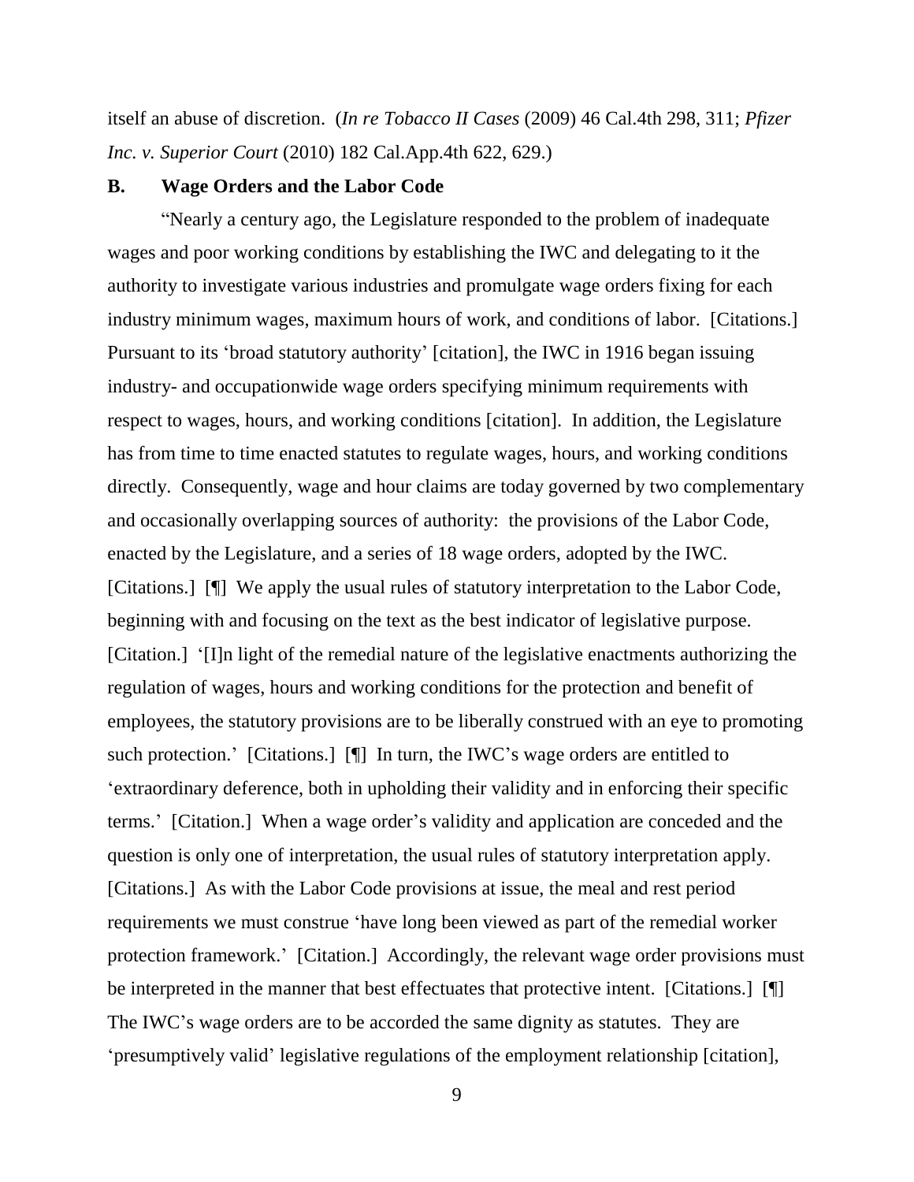itself an abuse of discretion. (*In re Tobacco II Cases* (2009) 46 Cal.4th 298, 311; *Pfizer Inc. v. Superior Court* (2010) 182 Cal.App.4th 622, 629.)

### B. Wage Orders and the Labor Code

"Nearly a century ago, the Legislature responded to the problem of inadequate wages and poor working conditions by establishing the IWC and delegating to it the authority to investigate various industries and promulgate wage orders fixing for each industry minimum wages, maximum hours of work, and conditions of labor. [Citations.] Pursuant to its 'broad statutory authority' [citation], the IWC in 1916 began issuing industry- and occupationwide wage orders specifying minimum requirements with respect to wages, hours, and working conditions [citation]. In addition, the Legislature has from time to time enacted statutes to regulate wages, hours, and working conditions directly. Consequently, wage and hour claims are today governed by two complementary and occasionally overlapping sources of authority: the provisions of the Labor Code, enacted by the Legislature, and a series of 18 wage orders, adopted by the IWC. [Citations.] [¶] We apply the usual rules of statutory interpretation to the Labor Code, beginning with and focusing on the text as the best indicator of legislative purpose. [Citation.] '[I]n light of the remedial nature of the legislative enactments authorizing the regulation of wages, hours and working conditions for the protection and benefit of employees, the statutory provisions are to be liberally construed with an eye to promoting such protection.' [Citations.] [¶] In turn, the IWC's wage orders are entitled to 'extraordinary deference, both in upholding their validity and in enforcing their specific terms.' [Citation.] When a wage order's validity and application are conceded and the question is only one of interpretation, the usual rules of statutory interpretation apply. [Citations.] As with the Labor Code provisions at issue, the meal and rest period requirements we must construe 'have long been viewed as part of the remedial worker protection framework.' [Citation.] Accordingly, the relevant wage order provisions must be interpreted in the manner that best effectuates that protective intent. [Citations.] [¶] The IWC's wage orders are to be accorded the same dignity as statutes. They are 'presumptively valid' legislative regulations of the employment relationship [citation],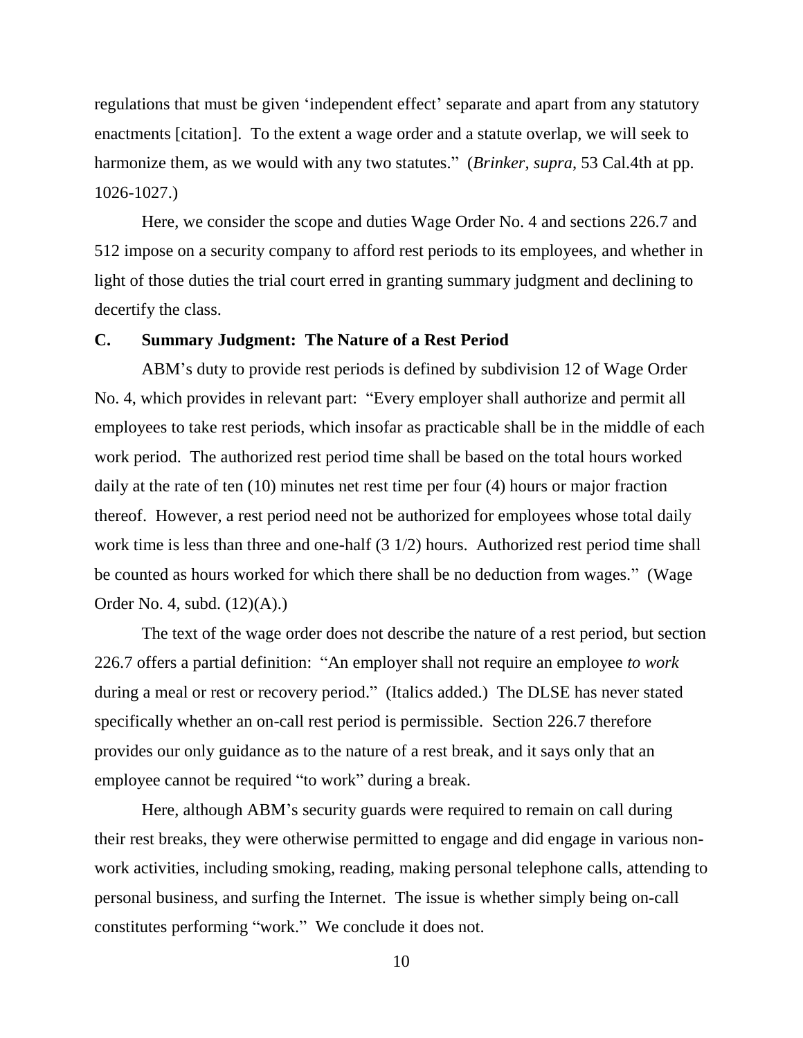regulations that must be given 'independent effect' separate and apart from any statutory enactments [citation]. To the extent a wage order and a statute overlap, we will seek to harmonize them, as we would with any two statutes." (*Brinker*, *supra*, 53 Cal.4th at pp. 1026-1027.)

Here, we consider the scope and duties Wage Order No. 4 and sections 226.7 and 512 impose on a security company to afford rest periods to its employees, and whether in light of those duties the trial court erred in granting summary judgment and declining to decertify the class.

### C. Summary Judgment: The Nature of a Rest Period

ABM's duty to provide rest periods is defined by subdivision 12 of Wage Order No. 4, which provides in relevant part: "Every employer shall authorize and permit all employees to take rest periods, which insofar as practicable shall be in the middle of each work period. The authorized rest period time shall be based on the total hours worked daily at the rate of ten (10) minutes net rest time per four (4) hours or major fraction thereof. However, a rest period need not be authorized for employees whose total daily work time is less than three and one-half (3 1/2) hours. Authorized rest period time shall be counted as hours worked for which there shall be no deduction from wages." (Wage Order No. 4, subd. (12)(A).)

The text of the wage order does not describe the nature of a rest period, but section 226.7 offers a partial definition: "An employer shall not require an employee *to work* during a meal or rest or recovery period." (Italics added.) The DLSE has never stated specifically whether an on-call rest period is permissible. Section 226.7 therefore provides our only guidance as to the nature of a rest break, and it says only that an employee cannot be required "to work" during a break.

Here, although ABM's security guards were required to remain on call during their rest breaks, they were otherwise permitted to engage and did engage in various non-work activities, including smoking, reading, making personal telephone calls, attending to personal business, and surfing the Internet. The issue is whether simply being on-call constitutes performing "work." We conclude it does not.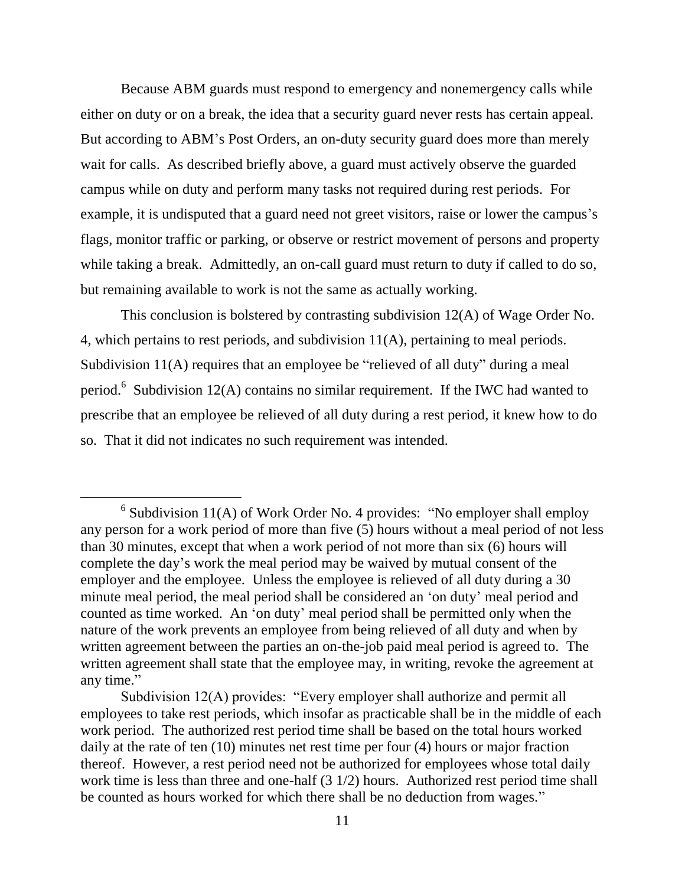Because ABM guards must respond to emergency and nonemergency calls while either on duty or on a break, the idea that a security guard never rests has certain appeal. But according to ABM's Post Orders, an on-duty security guard does more than merely wait for calls. As described briefly above, a guard must actively observe the guarded campus while on duty and perform many tasks not required during rest periods. For example, it is undisputed that a guard need not greet visitors, raise or lower the campus's flags, monitor traffic or parking, or observe or restrict movement of persons and property while taking a break. Admittedly, an on-call guard must return to duty if called to do so, but remaining available to work is not the same as actually working.

This conclusion is bolstered by contrasting subdivision 12(A) of Wage Order No. 4, which pertains to rest periods, and subdivision 11(A), pertaining to meal periods. Subdivision 11(A) requires that an employee be "relieved of all duty" during a meal period.[6] Subdivision 12(A) contains no similar requirement. If the IWC had wanted to prescribe that an employee be relieved of all duty during a rest period, it knew how to do so. That it did not indicates no such requirement was intended.

---

[6] Subdivision 11(A) of Work Order No. 4 provides: "No employer shall employ any person for a work period of more than five (5) hours without a meal period of not less than 30 minutes, except that when a work period of not more than six (6) hours will complete the day's work the meal period may be waived by mutual consent of the employer and the employee. Unless the employee is relieved of all duty during a 30 minute meal period, the meal period shall be considered an 'on duty' meal period and counted as time worked. An 'on duty' meal period shall be permitted only when the nature of the work prevents an employee from being relieved of all duty and when by written agreement between the parties an on-the-job paid meal period is agreed to. The written agreement shall state that the employee may, in writing, revoke the agreement at any time."

Subdivision 12(A) provides: "Every employer shall authorize and permit all employees to take rest periods, which insofar as practicable shall be in the middle of each work period. The authorized rest period time shall be based on the total hours worked daily at the rate of ten (10) minutes net rest time per four (4) hours or major fraction thereof. However, a rest period need not be authorized for employees whose total daily work time is less than three and one-half (3 1/2) hours. Authorized rest period time shall be counted as hours worked for which there shall be no deduction from wages."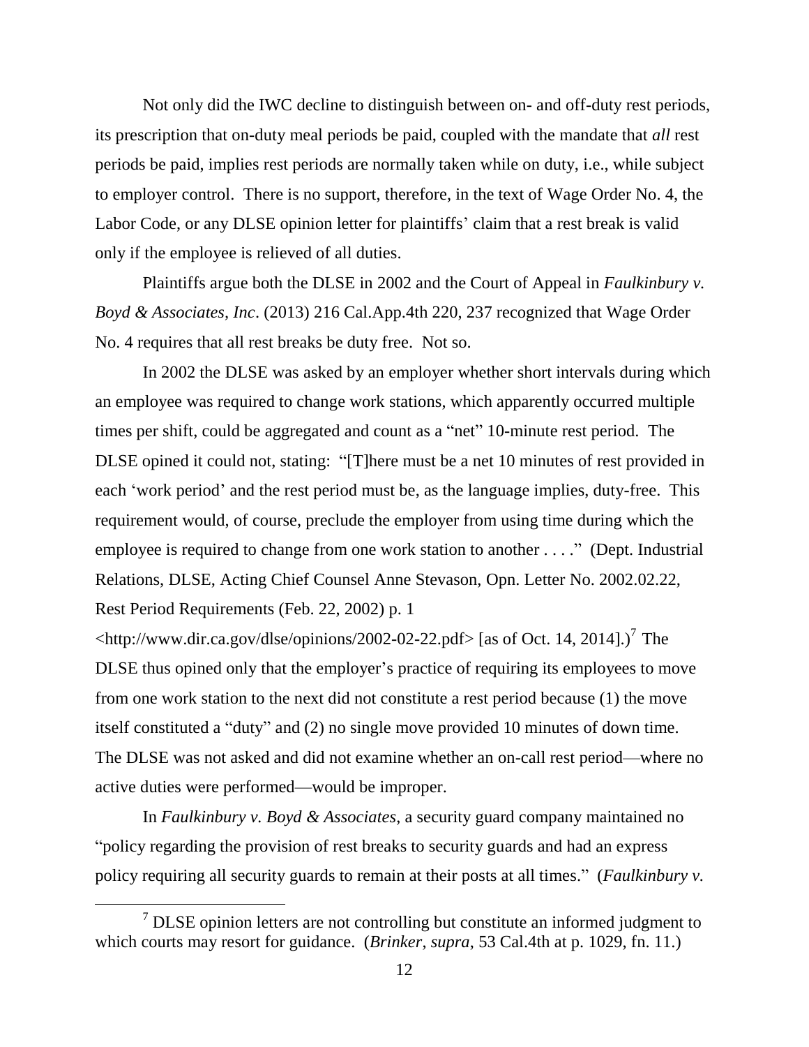Not only did the IWC decline to distinguish between on- and off-duty rest periods, its prescription that on-duty meal periods be paid, coupled with the mandate that *all* rest periods be paid, implies rest periods are normally taken while on duty, i.e., while subject to employer control. There is no support, therefore, in the text of Wage Order No. 4, the Labor Code, or any DLSE opinion letter for plaintiffs' claim that a rest break is valid only if the employee is relieved of all duties.

Plaintiffs argue both the DLSE in 2002 and the Court of Appeal in *Faulkinbury v. Boyd & Associates, Inc*. (2013) 216 Cal.App.4th 220, 237 recognized that Wage Order No. 4 requires that all rest breaks be duty free. Not so.

In 2002 the DLSE was asked by an employer whether short intervals during which an employee was required to change work stations, which apparently occurred multiple times per shift, could be aggregated and count as a "net" 10-minute rest period. The DLSE opined it could not, stating: "[T]here must be a net 10 minutes of rest provided in each 'work period' and the rest period must be, as the language implies, duty-free. This requirement would, of course, preclude the employer from using time during which the employee is required to change from one work station to another . . . ." (Dept. Industrial Relations, DLSE, Acting Chief Counsel Anne Stevason, Opn. Letter No. 2002.02.22, Rest Period Requirements (Feb. 22, 2002) p. 1 <http://www.dir.ca.gov/dlse/opinions/2002-02-22.pdf> [as of Oct. 14, 2014].)[7] The DLSE thus opined only that the employer's practice of requiring its employees to move from one work station to the next did not constitute a rest period because (1) the move itself constituted a "duty" and (2) no single move provided 10 minutes of down time. The DLSE was not asked and did not examine whether an on-call rest period—where no active duties were performed—would be improper.

In *Faulkinbury v. Boyd & Associates*, a security guard company maintained no "policy regarding the provision of rest breaks to security guards and had an express policy requiring all security guards to remain at their posts at all times." (*Faulkinbury v.*

---

[7] DLSE opinion letters are not controlling but constitute an informed judgment to which courts may resort for guidance. (*Brinker, supra*, 53 Cal.4th at p. 1029, fn. 11.)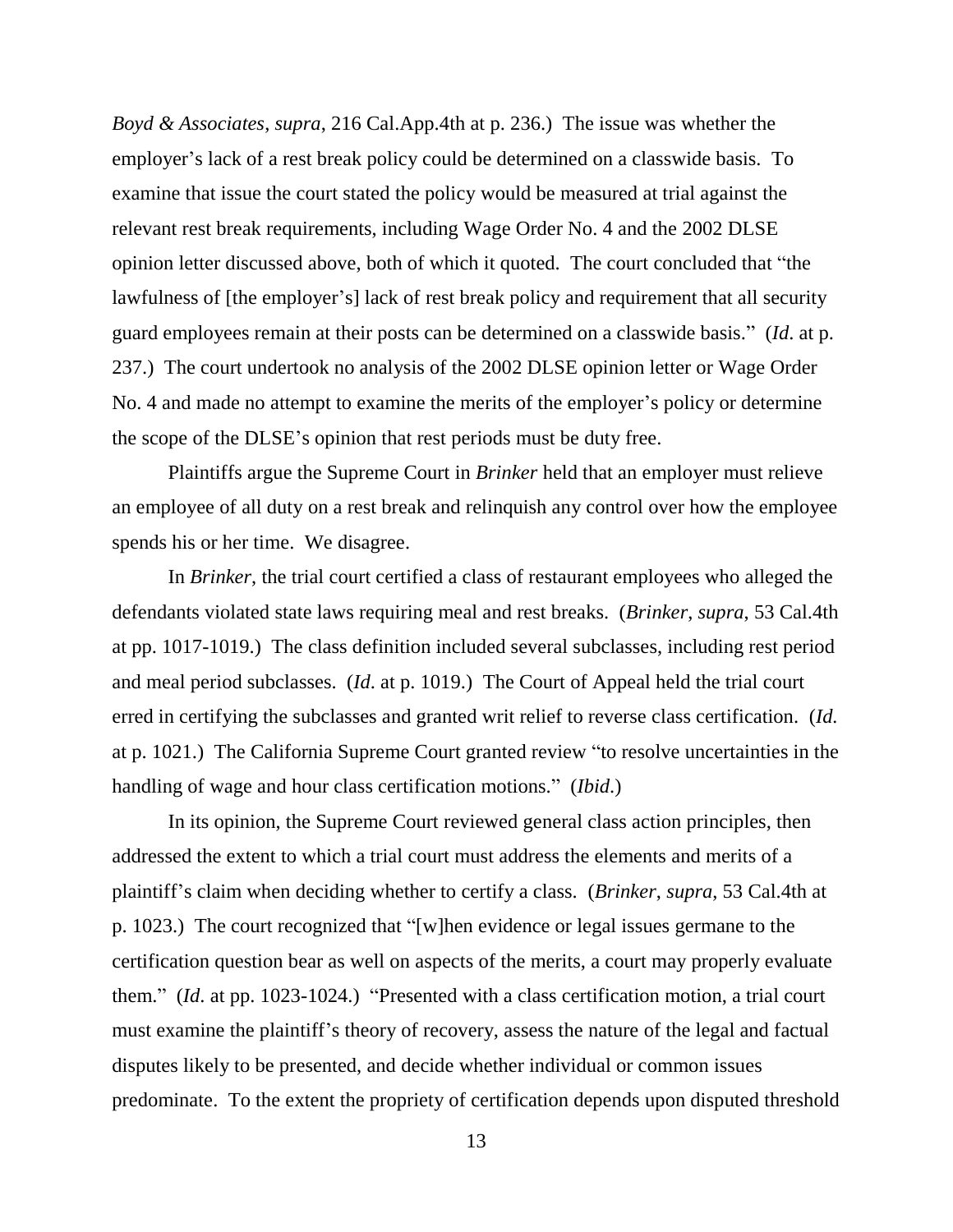*Boyd & Associates*, *supra*, 216 Cal.App.4th at p. 236.) The issue was whether the employer's lack of a rest break policy could be determined on a classwide basis. To examine that issue the court stated the policy would be measured at trial against the relevant rest break requirements, including Wage Order No. 4 and the 2002 DLSE opinion letter discussed above, both of which it quoted. The court concluded that "the lawfulness of [the employer's] lack of rest break policy and requirement that all security guard employees remain at their posts can be determined on a classwide basis." (*Id*. at p. 237.) The court undertook no analysis of the 2002 DLSE opinion letter or Wage Order No. 4 and made no attempt to examine the merits of the employer's policy or determine the scope of the DLSE's opinion that rest periods must be duty free.

Plaintiffs argue the Supreme Court in *Brinker* held that an employer must relieve an employee of all duty on a rest break and relinquish any control over how the employee spends his or her time. We disagree.

In *Brinker*, the trial court certified a class of restaurant employees who alleged the defendants violated state laws requiring meal and rest breaks. (*Brinker*, *supra*, 53 Cal.4th at pp. 1017-1019.) The class definition included several subclasses, including rest period and meal period subclasses. (*Id*. at p. 1019.) The Court of Appeal held the trial court erred in certifying the subclasses and granted writ relief to reverse class certification. (*Id.* at p. 1021.) The California Supreme Court granted review "to resolve uncertainties in the handling of wage and hour class certification motions." (*Ibid*.)

In its opinion, the Supreme Court reviewed general class action principles, then addressed the extent to which a trial court must address the elements and merits of a plaintiff's claim when deciding whether to certify a class. (*Brinker*, *supra*, 53 Cal.4th at p. 1023.) The court recognized that "[w]hen evidence or legal issues germane to the certification question bear as well on aspects of the merits, a court may properly evaluate them." (*Id*. at pp. 1023-1024.) "Presented with a class certification motion, a trial court must examine the plaintiff's theory of recovery, assess the nature of the legal and factual disputes likely to be presented, and decide whether individual or common issues predominate. To the extent the propriety of certification depends upon disputed threshold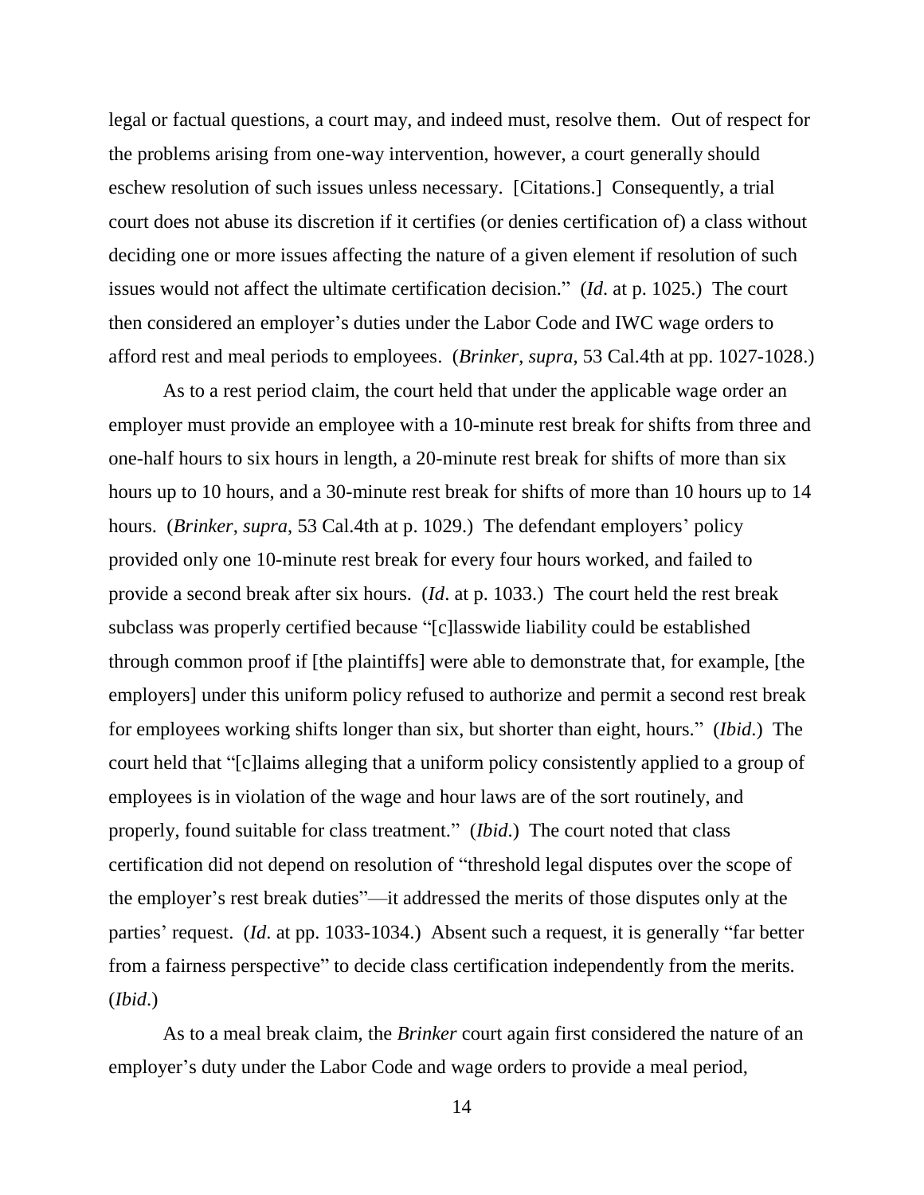legal or factual questions, a court may, and indeed must, resolve them. Out of respect for the problems arising from one-way intervention, however, a court generally should eschew resolution of such issues unless necessary. [Citations.] Consequently, a trial court does not abuse its discretion if it certifies (or denies certification of) a class without deciding one or more issues affecting the nature of a given element if resolution of such issues would not affect the ultimate certification decision." (*Id*. at p. 1025.) The court then considered an employer's duties under the Labor Code and IWC wage orders to afford rest and meal periods to employees. (*Brinker*, *supra*, 53 Cal.4th at pp. 1027-1028.)

As to a rest period claim, the court held that under the applicable wage order an employer must provide an employee with a 10-minute rest break for shifts from three and one-half hours to six hours in length, a 20-minute rest break for shifts of more than six hours up to 10 hours, and a 30-minute rest break for shifts of more than 10 hours up to 14 hours. (*Brinker*, *supra*, 53 Cal.4th at p. 1029.) The defendant employers' policy provided only one 10-minute rest break for every four hours worked, and failed to provide a second break after six hours. (*Id*. at p. 1033.) The court held the rest break subclass was properly certified because "[c]lasswide liability could be established through common proof if [the plaintiffs] were able to demonstrate that, for example, [the employers] under this uniform policy refused to authorize and permit a second rest break for employees working shifts longer than six, but shorter than eight, hours." (*Ibid*.) The court held that "[c]laims alleging that a uniform policy consistently applied to a group of employees is in violation of the wage and hour laws are of the sort routinely, and properly, found suitable for class treatment." (*Ibid*.) The court noted that class certification did not depend on resolution of "threshold legal disputes over the scope of the employer's rest break duties"—it addressed the merits of those disputes only at the parties' request. (*Id*. at pp. 1033-1034.) Absent such a request, it is generally "far better from a fairness perspective" to decide class certification independently from the merits. (*Ibid*.)

As to a meal break claim, the *Brinker* court again first considered the nature of an employer's duty under the Labor Code and wage orders to provide a meal period,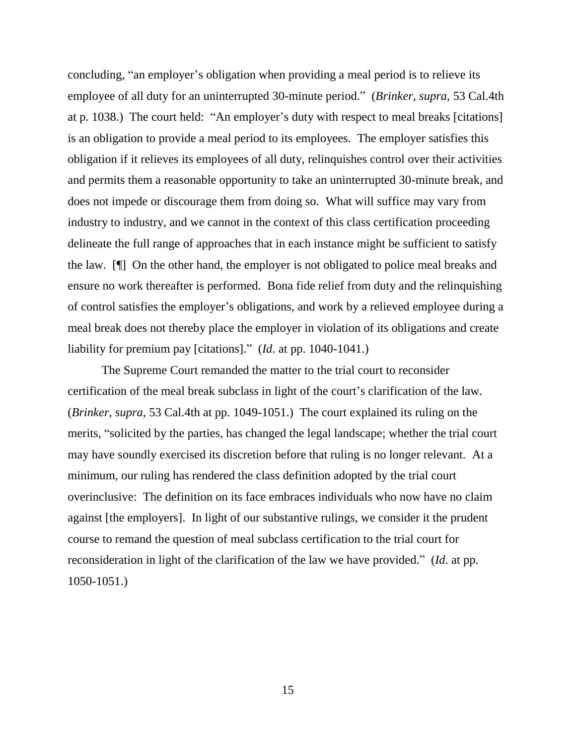concluding, "an employer's obligation when providing a meal period is to relieve its employee of all duty for an uninterrupted 30-minute period." (*Brinker*, *supra*, 53 Cal.4th at p. 1038.) The court held: "An employer's duty with respect to meal breaks [citations] is an obligation to provide a meal period to its employees. The employer satisfies this obligation if it relieves its employees of all duty, relinquishes control over their activities and permits them a reasonable opportunity to take an uninterrupted 30-minute break, and does not impede or discourage them from doing so. What will suffice may vary from industry to industry, and we cannot in the context of this class certification proceeding delineate the full range of approaches that in each instance might be sufficient to satisfy the law. [¶] On the other hand, the employer is not obligated to police meal breaks and ensure no work thereafter is performed. Bona fide relief from duty and the relinquishing of control satisfies the employer's obligations, and work by a relieved employee during a meal break does not thereby place the employer in violation of its obligations and create liability for premium pay [citations]." (*Id*. at pp. 1040-1041.)

The Supreme Court remanded the matter to the trial court to reconsider certification of the meal break subclass in light of the court's clarification of the law. (*Brinker*, *supra*, 53 Cal.4th at pp. 1049-1051.) The court explained its ruling on the merits, "solicited by the parties, has changed the legal landscape; whether the trial court may have soundly exercised its discretion before that ruling is no longer relevant. At a minimum, our ruling has rendered the class definition adopted by the trial court overinclusive: The definition on its face embraces individuals who now have no claim against [the employers]. In light of our substantive rulings, we consider it the prudent course to remand the question of meal subclass certification to the trial court for reconsideration in light of the clarification of the law we have provided." (*Id*. at pp. 1050-1051.)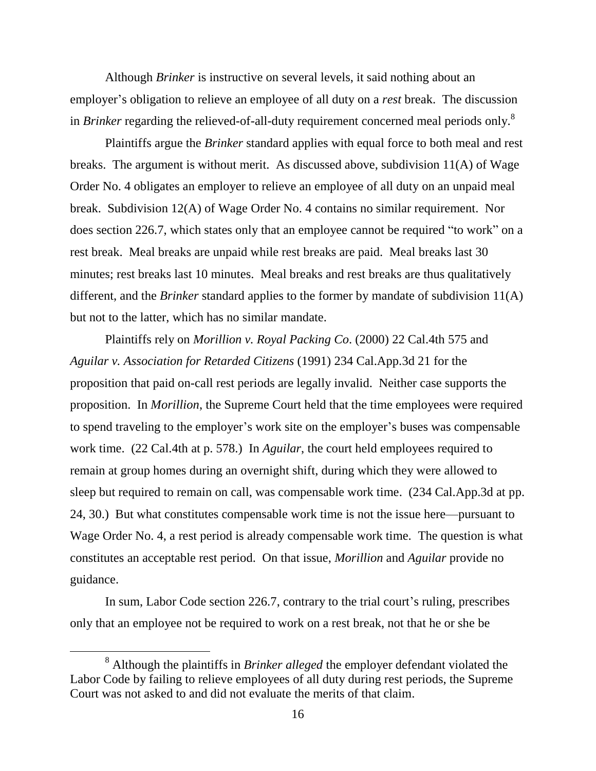Although *Brinker* is instructive on several levels, it said nothing about an employer's obligation to relieve an employee of all duty on a *rest* break. The discussion in *Brinker* regarding the relieved-of-all-duty requirement concerned meal periods only.[8]

Plaintiffs argue the *Brinker* standard applies with equal force to both meal and rest breaks. The argument is without merit. As discussed above, subdivision 11(A) of Wage Order No. 4 obligates an employer to relieve an employee of all duty on an unpaid meal break. Subdivision 12(A) of Wage Order No. 4 contains no similar requirement. Nor does section 226.7, which states only that an employee cannot be required "to work" on a rest break. Meal breaks are unpaid while rest breaks are paid. Meal breaks last 30 minutes; rest breaks last 10 minutes. Meal breaks and rest breaks are thus qualitatively different, and the *Brinker* standard applies to the former by mandate of subdivision 11(A) but not to the latter, which has no similar mandate.

Plaintiffs rely on *Morillion v. Royal Packing Co*. (2000) 22 Cal.4th 575 and *Aguilar v. Association for Retarded Citizens* (1991) 234 Cal.App.3d 21 for the proposition that paid on-call rest periods are legally invalid. Neither case supports the proposition. In *Morillion*, the Supreme Court held that the time employees were required to spend traveling to the employer's work site on the employer's buses was compensable work time. (22 Cal.4th at p. 578.) In *Aguilar*, the court held employees required to remain at group homes during an overnight shift, during which they were allowed to sleep but required to remain on call, was compensable work time. (234 Cal.App.3d at pp. 24, 30.) But what constitutes compensable work time is not the issue here—pursuant to Wage Order No. 4, a rest period is already compensable work time. The question is what constitutes an acceptable rest period. On that issue, *Morillion* and *Aguilar* provide no guidance.

In sum, Labor Code section 226.7, contrary to the trial court's ruling, prescribes only that an employee not be required to work on a rest break, not that he or she be

---

[8] Although the plaintiffs in *Brinker alleged* the employer defendant violated the Labor Code by failing to relieve employees of all duty during rest periods, the Supreme Court was not asked to and did not evaluate the merits of that claim.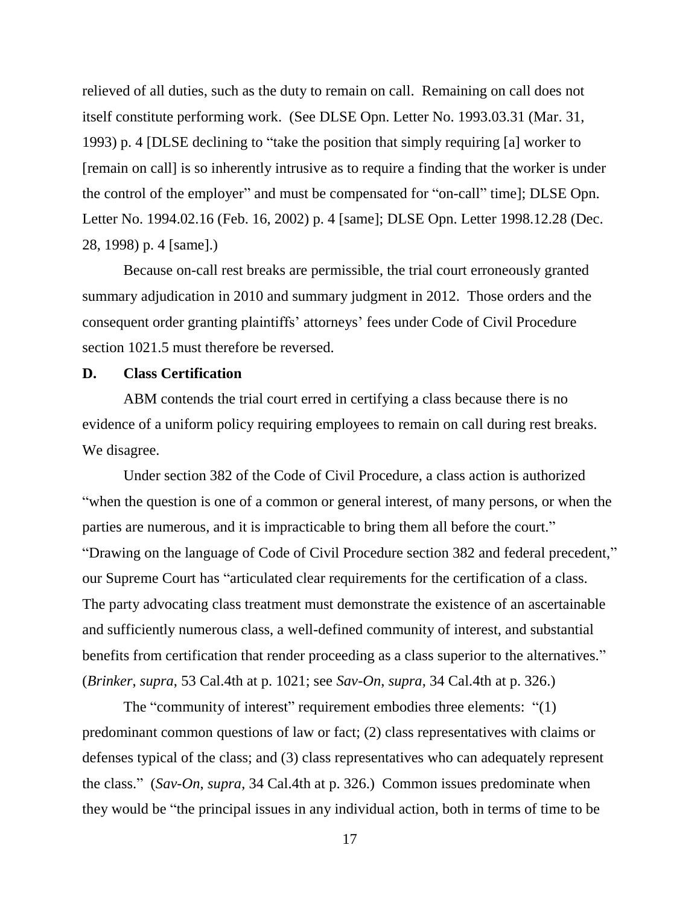relieved of all duties, such as the duty to remain on call. Remaining on call does not itself constitute performing work. (See DLSE Opn. Letter No. 1993.03.31 (Mar. 31, 1993) p. 4 [DLSE declining to "take the position that simply requiring [a] worker to [remain on call] is so inherently intrusive as to require a finding that the worker is under the control of the employer" and must be compensated for "on-call" time]; DLSE Opn. Letter No. 1994.02.16 (Feb. 16, 2002) p. 4 [same]; DLSE Opn. Letter 1998.12.28 (Dec. 28, 1998) p. 4 [same].)

Because on-call rest breaks are permissible, the trial court erroneously granted summary adjudication in 2010 and summary judgment in 2012. Those orders and the consequent order granting plaintiffs' attorneys' fees under Code of Civil Procedure section 1021.5 must therefore be reversed.

**D. Class Certification**

ABM contends the trial court erred in certifying a class because there is no evidence of a uniform policy requiring employees to remain on call during rest breaks. We disagree.

Under section 382 of the Code of Civil Procedure, a class action is authorized "when the question is one of a common or general interest, of many persons, or when the parties are numerous, and it is impracticable to bring them all before the court." "Drawing on the language of Code of Civil Procedure section 382 and federal precedent," our Supreme Court has "articulated clear requirements for the certification of a class. The party advocating class treatment must demonstrate the existence of an ascertainable and sufficiently numerous class, a well-defined community of interest, and substantial benefits from certification that render proceeding as a class superior to the alternatives." (*Brinker*, *supra*, 53 Cal.4th at p. 1021; see *Sav-On*, *supra*, 34 Cal.4th at p. 326.)

The "community of interest" requirement embodies three elements: "(1) predominant common questions of law or fact; (2) class representatives with claims or defenses typical of the class; and (3) class representatives who can adequately represent the class." (*Sav-On*, *supra*, 34 Cal.4th at p. 326.) Common issues predominate when they would be "the principal issues in any individual action, both in terms of time to be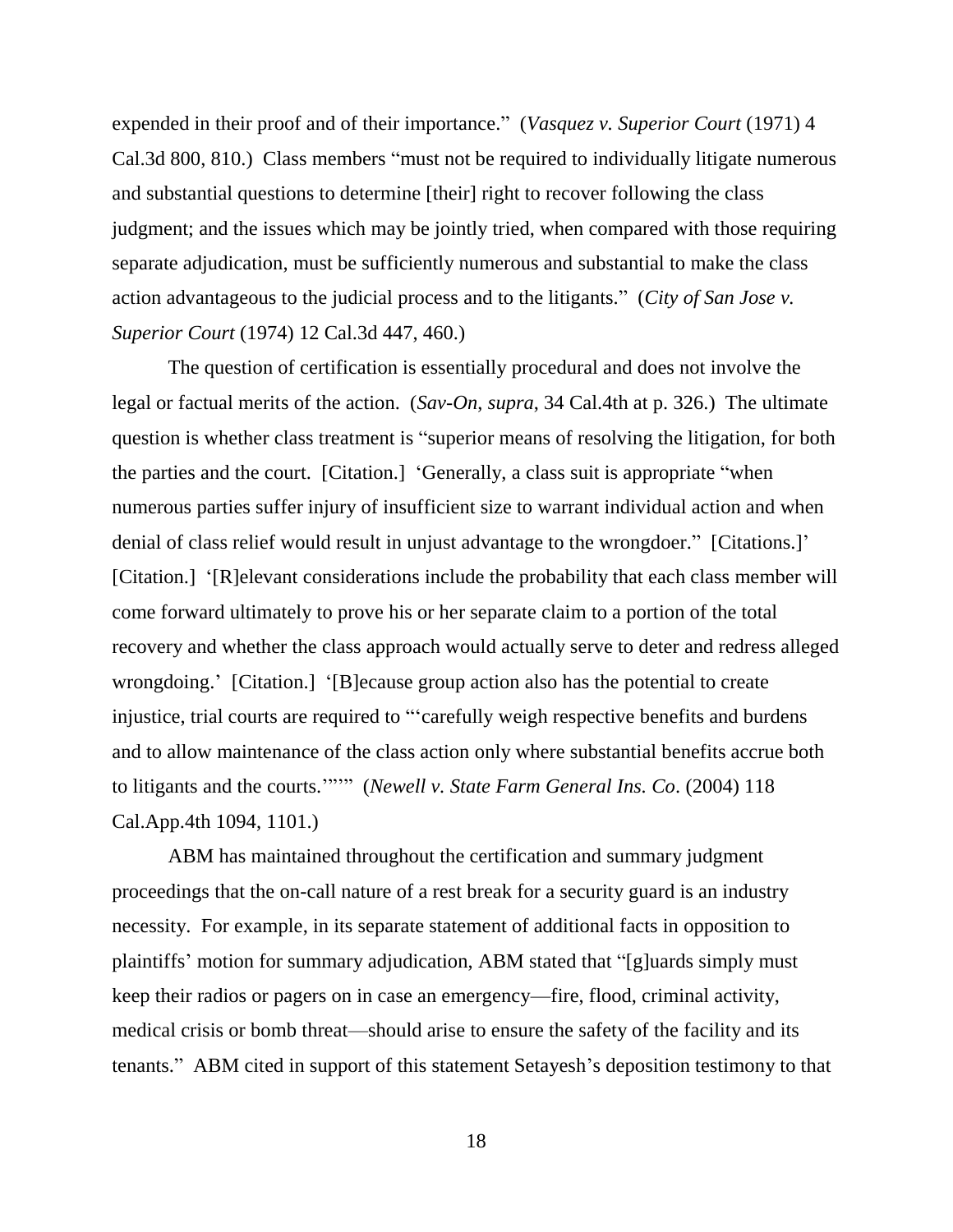expended in their proof and of their importance." (*Vasquez v. Superior Court* (1971) 4 Cal.3d 800, 810.) Class members "must not be required to individually litigate numerous and substantial questions to determine [their] right to recover following the class judgment; and the issues which may be jointly tried, when compared with those requiring separate adjudication, must be sufficiently numerous and substantial to make the class action advantageous to the judicial process and to the litigants." (*City of San Jose v. Superior Court* (1974) 12 Cal.3d 447, 460.)

The question of certification is essentially procedural and does not involve the legal or factual merits of the action. (*Sav-On*, *supra*, 34 Cal.4th at p. 326.) The ultimate question is whether class treatment is "superior means of resolving the litigation, for both the parties and the court. [Citation.] 'Generally, a class suit is appropriate "when numerous parties suffer injury of insufficient size to warrant individual action and when denial of class relief would result in unjust advantage to the wrongdoer." [Citations.]' [Citation.] '[R]elevant considerations include the probability that each class member will come forward ultimately to prove his or her separate claim to a portion of the total recovery and whether the class approach would actually serve to deter and redress alleged wrongdoing.' [Citation.] '[B]ecause group action also has the potential to create injustice, trial courts are required to "'carefully weigh respective benefits and burdens and to allow maintenance of the class action only where substantial benefits accrue both to litigants and the courts.'"'" (*Newell v. State Farm General Ins. Co*. (2004) 118 Cal.App.4th 1094, 1101.)

ABM has maintained throughout the certification and summary judgment proceedings that the on-call nature of a rest break for a security guard is an industry necessity. For example, in its separate statement of additional facts in opposition to plaintiffs' motion for summary adjudication, ABM stated that "[g]uards simply must keep their radios or pagers on in case an emergency—fire, flood, criminal activity, medical crisis or bomb threat—should arise to ensure the safety of the facility and its tenants." ABM cited in support of this statement Setayesh's deposition testimony to that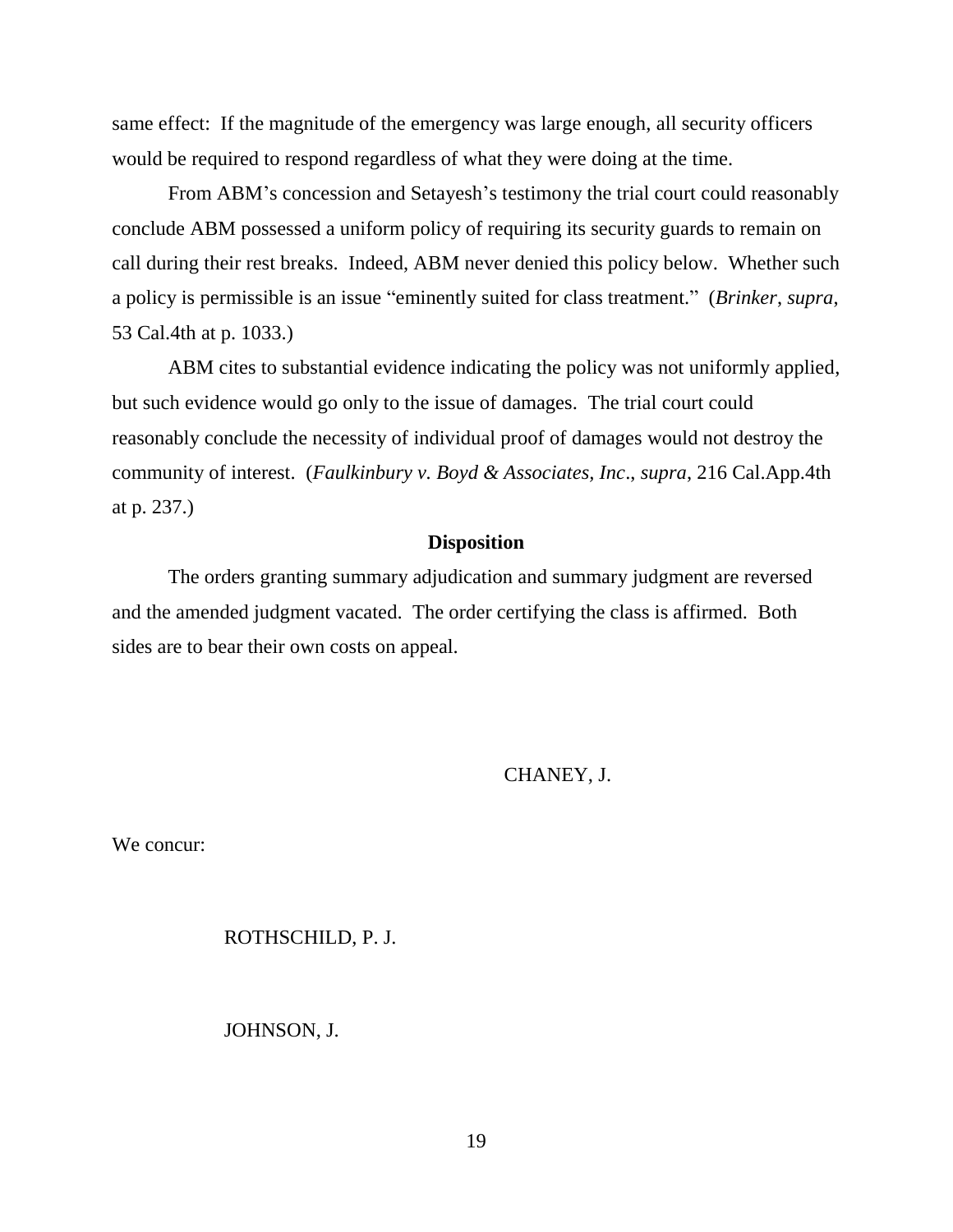same effect: If the magnitude of the emergency was large enough, all security officers would be required to respond regardless of what they were doing at the time.

From ABM's concession and Setayesh's testimony the trial court could reasonably conclude ABM possessed a uniform policy of requiring its security guards to remain on call during their rest breaks. Indeed, ABM never denied this policy below. Whether such a policy is permissible is an issue "eminently suited for class treatment." (*Brinker*, *supra*, 53 Cal.4th at p. 1033.)

ABM cites to substantial evidence indicating the policy was not uniformly applied, but such evidence would go only to the issue of damages. The trial court could reasonably conclude the necessity of individual proof of damages would not destroy the community of interest. (*Faulkinbury v. Boyd & Associates, Inc*., *supra*, 216 Cal.App.4th at p. 237.)

**Disposition**

The orders granting summary adjudication and summary judgment are reversed and the amended judgment vacated. The order certifying the class is affirmed. Both sides are to bear their own costs on appeal.

CHANEY, J.

We concur:

ROTHSCHILD, P. J.

JOHNSON, J.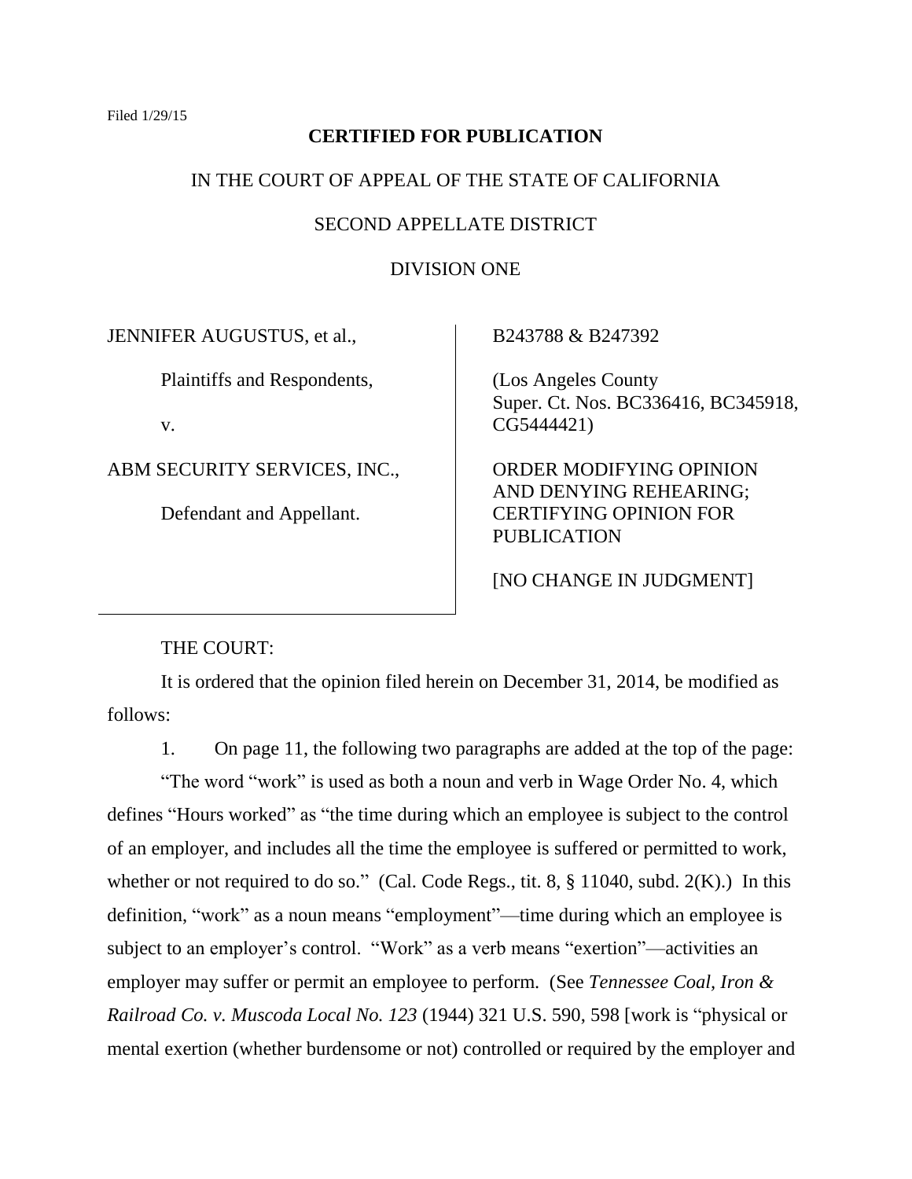Filed 1/29/15

**CERTIFIED FOR PUBLICATION**

IN THE COURT OF APPEAL OF THE STATE OF CALIFORNIA

SECOND APPELLATE DISTRICT

DIVISION ONE

| | |
|---|---|
| JENNIFER AUGUSTUS, et al.,<br><br>Plaintiffs and Respondents,<br><br>v.<br><br>ABM SECURITY SERVICES, INC.,<br><br>Defendant and Appellant. | B243788 & B247392<br><br>(Los Angeles County Super. Ct. Nos. BC336416, BC345918, CG5444421)<br><br>ORDER MODIFYING OPINION AND DENYING REHEARING; CERTIFYING OPINION FOR PUBLICATION<br><br>[NO CHANGE IN JUDGMENT] |

THE COURT:

It is ordered that the opinion filed herein on December 31, 2014, be modified as follows:

1. On page 11, the following two paragraphs are added at the top of the page:

"The word "work" is used as both a noun and verb in Wage Order No. 4, which defines "Hours worked" as "the time during which an employee is subject to the control of an employer, and includes all the time the employee is suffered or permitted to work, whether or not required to do so." (Cal. Code Regs., tit. 8, § 11040, subd. 2(K).) In this definition, "work" as a noun means "employment"—time during which an employee is subject to an employer's control. "Work" as a verb means "exertion"—activities an employer may suffer or permit an employee to perform. (See *Tennessee Coal, Iron & Railroad Co. v. Muscoda Local No. 123* (1944) 321 U.S. 590, 598 [work is "physical or mental exertion (whether burdensome or not) controlled or required by the employer and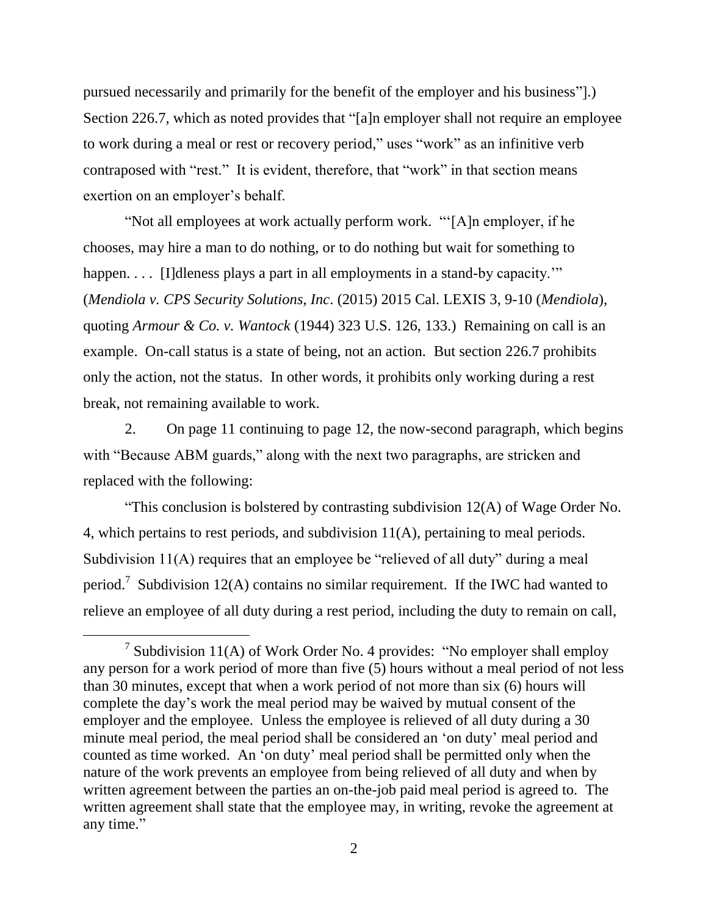pursued necessarily and primarily for the benefit of the employer and his business"].) Section 226.7, which as noted provides that "[a]n employer shall not require an employee to work during a meal or rest or recovery period," uses "work" as an infinitive verb contraposed with "rest." It is evident, therefore, that "work" in that section means exertion on an employer's behalf.

"Not all employees at work actually perform work. "'[A]n employer, if he chooses, may hire a man to do nothing, or to do nothing but wait for something to happen. . . . [I]dleness plays a part in all employments in a stand-by capacity.'" (*Mendiola v. CPS Security Solutions, Inc.* (2015) 2015 Cal. LEXIS 3, 9-10 (*Mendiola*), quoting *Armour & Co. v. Wantock* (1944) 323 U.S. 126, 133.) Remaining on call is an example. On-call status is a state of being, not an action. But section 226.7 prohibits only the action, not the status. In other words, it prohibits only working during a rest break, not remaining available to work.

2. On page 11 continuing to page 12, the now-second paragraph, which begins with "Because ABM guards," along with the next two paragraphs, are stricken and replaced with the following:

"This conclusion is bolstered by contrasting subdivision 12(A) of Wage Order No. 4, which pertains to rest periods, and subdivision 11(A), pertaining to meal periods. Subdivision 11(A) requires that an employee be "relieved of all duty" during a meal period.[7] Subdivision 12(A) contains no similar requirement. If the IWC had wanted to relieve an employee of all duty during a rest period, including the duty to remain on call,

---

[7] Subdivision 11(A) of Work Order No. 4 provides: "No employer shall employ any person for a work period of more than five (5) hours without a meal period of not less than 30 minutes, except that when a work period of not more than six (6) hours will complete the day's work the meal period may be waived by mutual consent of the employer and the employee. Unless the employee is relieved of all duty during a 30 minute meal period, the meal period shall be considered an 'on duty' meal period and counted as time worked. An 'on duty' meal period shall be permitted only when the nature of the work prevents an employee from being relieved of all duty and when by written agreement between the parties an on-the-job paid meal period is agreed to. The written agreement shall state that the employee may, in writing, revoke the agreement at any time."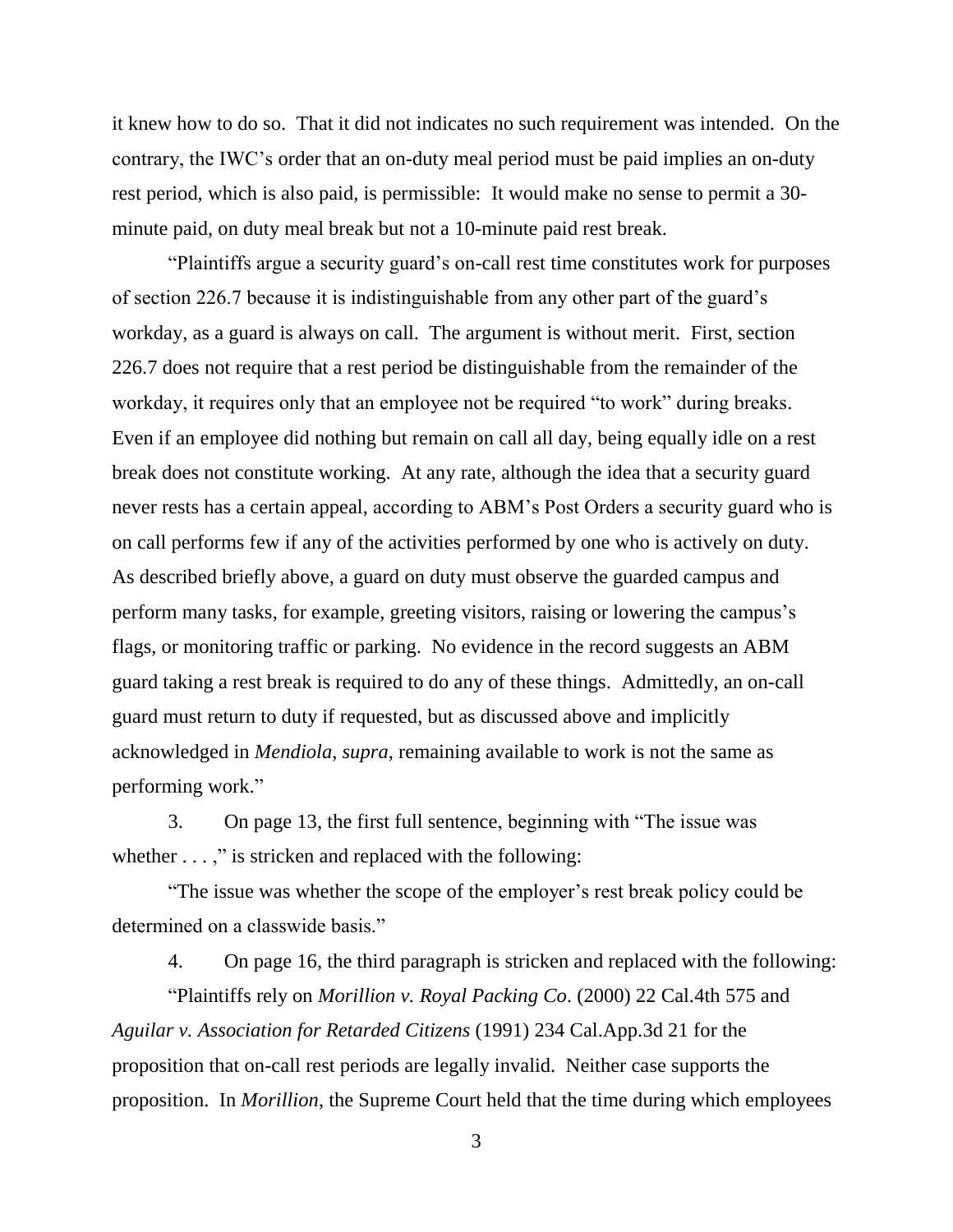it knew how to do so. That it did not indicates no such requirement was intended. On the contrary, the IWC's order that an on-duty meal period must be paid implies an on-duty rest period, which is also paid, is permissible: It would make no sense to permit a 30-minute paid, on duty meal break but not a 10-minute paid rest break.

"Plaintiffs argue a security guard's on-call rest time constitutes work for purposes of section 226.7 because it is indistinguishable from any other part of the guard's workday, as a guard is always on call. The argument is without merit. First, section 226.7 does not require that a rest period be distinguishable from the remainder of the workday, it requires only that an employee not be required "to work" during breaks. Even if an employee did nothing but remain on call all day, being equally idle on a rest break does not constitute working. At any rate, although the idea that a security guard never rests has a certain appeal, according to ABM's Post Orders a security guard who is on call performs few if any of the activities performed by one who is actively on duty. As described briefly above, a guard on duty must observe the guarded campus and perform many tasks, for example, greeting visitors, raising or lowering the campus's flags, or monitoring traffic or parking. No evidence in the record suggests an ABM guard taking a rest break is required to do any of these things. Admittedly, an on-call guard must return to duty if requested, but as discussed above and implicitly acknowledged in *Mendiola*, *supra*, remaining available to work is not the same as performing work."

3. On page 13, the first full sentence, beginning with "The issue was whether . . . ," is stricken and replaced with the following:

"The issue was whether the scope of the employer's rest break policy could be determined on a classwide basis."

4. On page 16, the third paragraph is stricken and replaced with the following:

"Plaintiffs rely on *Morillion v. Royal Packing Co*. (2000) 22 Cal.4th 575 and *Aguilar v. Association for Retarded Citizens* (1991) 234 Cal.App.3d 21 for the proposition that on-call rest periods are legally invalid. Neither case supports the proposition. In *Morillion*, the Supreme Court held that the time during which employees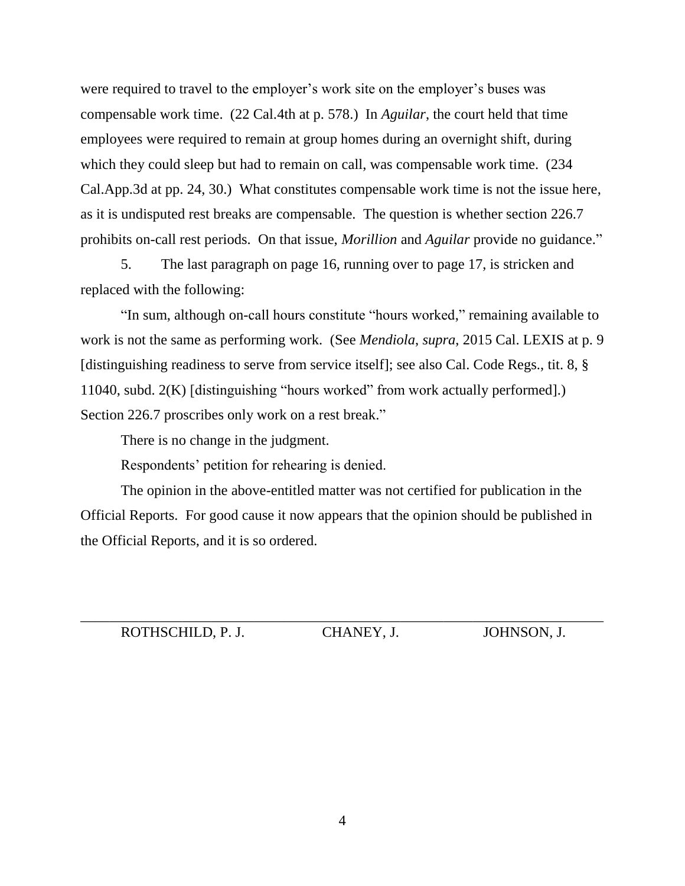were required to travel to the employer's work site on the employer's buses was compensable work time. (22 Cal.4th at p. 578.) In *Aguilar*, the court held that time employees were required to remain at group homes during an overnight shift, during which they could sleep but had to remain on call, was compensable work time. (234 Cal.App.3d at pp. 24, 30.) What constitutes compensable work time is not the issue here, as it is undisputed rest breaks are compensable. The question is whether section 226.7 prohibits on-call rest periods. On that issue, *Morillion* and *Aguilar* provide no guidance."

5. The last paragraph on page 16, running over to page 17, is stricken and replaced with the following:

"In sum, although on-call hours constitute "hours worked," remaining available to work is not the same as performing work. (See *Mendiola*, *supra*, 2015 Cal. LEXIS at p. 9 [distinguishing readiness to serve from service itself]; see also Cal. Code Regs., tit. 8, § 11040, subd. 2(K) [distinguishing "hours worked" from work actually performed].) Section 226.7 proscribes only work on a rest break."

There is no change in the judgment.

Respondents' petition for rehearing is denied.

The opinion in the above-entitled matter was not certified for publication in the Official Reports. For good cause it now appears that the opinion should be published in the Official Reports, and it is so ordered.

---

ROTHSCHILD, P. J. CHANEY, J. JOHNSON, J.